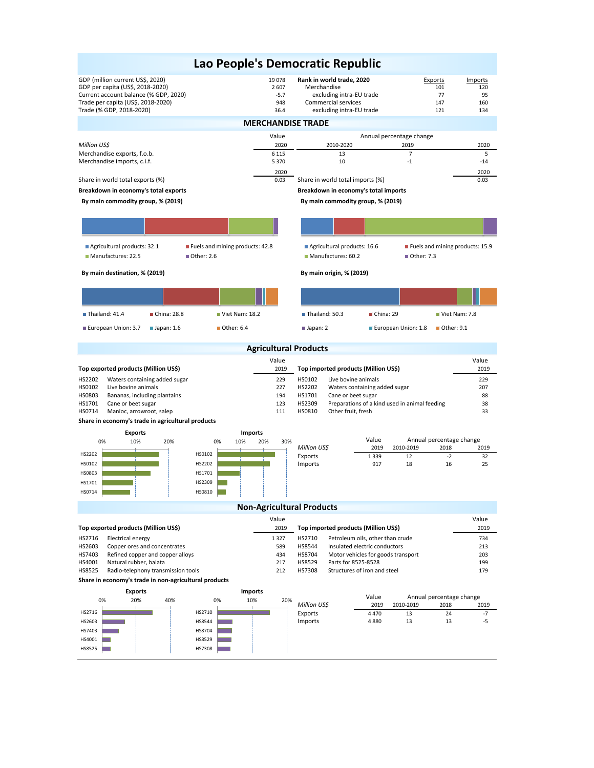# Lao People's Democratic Republic

| | |
|---|---|
| GDP (million current US$, 2020) | 19 078 |
| GDP per capita (US$, 2018-2020) | 2 607 |
| Current account balance (% GDP, 2020) | -5.7 |
| Trade per capita (US$, 2018-2020) | 948 |
| Trade (% GDP, 2018-2020) | 36.4 |

| Rank in world trade, 2020 | Exports | Imports |
|---|---|---|
| Merchandise | 101 | 120 |
| excluding intra-EU trade | 77 | 95 |
| Commercial services | 147 | 160 |
| excluding intra-EU trade | 121 | 134 |

## MERCHANDISE TRADE

| Million US$ | Value 2020 | Annual percentage change 2010-2020 | 2019 | 2020 |
|---|---|---|---|---|
| Merchandise exports, f.o.b. | 6 115 | 13 | 7 | 5 |
| Merchandise imports, c.i.f. | 5 370 | 10 | -1 | -14 |

| | 2020 |
|---|---|
| Share in world total exports (%) | 0.03 |
| Share in world total imports (%) | 0.03 |

**Breakdown in economy's total exports**

**By main commodity group, % (2019)**

- Agricultural products: 32.1
- Fuels and mining products: 42.8
- Manufactures: 22.5
- Other: 2.6

**By main destination, % (2019)**

- Thailand: 41.4
- China: 28.8
- Viet Nam: 18.2
- European Union: 3.7
- Japan: 1.6
- Other: 6.4

**Breakdown in economy's total imports**

**By main commodity group, % (2019)**

- Agricultural products: 16.6
- Fuels and mining products: 15.9
- Manufactures: 60.2
- Other: 7.3

**By main origin, % (2019)**

- Thailand: 50.3
- China: 29
- Viet Nam: 7.8
- Japan: 2
- European Union: 1.8
- Other: 9.1

## Agricultural Products

| Top exported products (Million US$) | | Value 2019 |
|---|---|---|
| HS2202 | Waters containing added sugar | 229 |
| HS0102 | Live bovine animals | 227 |
| HS0803 | Bananas, including plantains | 194 |
| HS1701 | Cane or beet sugar | 123 |
| HS0714 | Manioc, arrowroot, salep | 111 |

| Top imported products (Million US$) | | Value 2019 |
|---|---|---|
| HS0102 | Live bovine animals | 229 |
| HS2202 | Waters containing added sugar | 207 |
| HS1701 | Cane or beet sugar | 88 |
| HS2309 | Preparations of a kind used in animal feeding | 38 |
| HS0810 | Other fruit, fresh | 33 |

**Share in economy's trade in agricultural products**

| Million US$ | Value 2019 | Annual percentage change 2010-2019 | 2018 | 2019 |
|---|---|---|---|---|
| Exports | 1 339 | 12 | -2 | 32 |
| Imports | 917 | 18 | 16 | 25 |

## Non-Agricultural Products

| Top exported products (Million US$) | | Value 2019 |
|---|---|---|
| HS2716 | Electrical energy | 1 327 |
| HS2603 | Copper ores and concentrates | 589 |
| HS7403 | Refined copper and copper alloys | 434 |
| HS4001 | Natural rubber, balata | 217 |
| HS8525 | Radio-telephony transmission tools | 212 |

| Top imported products (Million US$) | | Value 2019 |
|---|---|---|
| HS2710 | Petroleum oils, other than crude | 734 |
| HS8544 | Insulated electric conductors | 213 |
| HS8704 | Motor vehicles for goods transport | 203 |
| HS8529 | Parts for 8525-8528 | 199 |
| HS7308 | Structures of iron and steel | 179 |

**Share in economy's trade in non-agricultural products**

| Million US$ | Value 2019 | Annual percentage change 2010-2019 | 2018 | 2019 |
|---|---|---|---|---|
| Exports | 4 470 | 13 | 24 | -7 |
| Imports | 4 880 | 13 | 13 | -5 |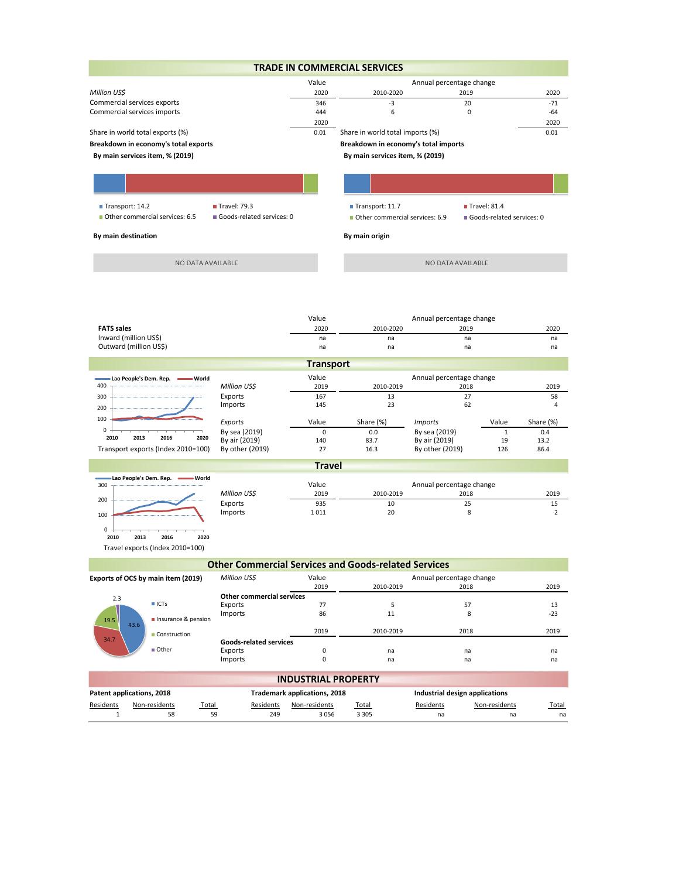## TRADE IN COMMERCIAL SERVICES

| Million US$ | Value 2020 | Annual percentage change 2010-2020 | 2019 | 2020 |
|---|---|---|---|---|
| Commercial services exports | 346 | -3 | 20 | -71 |
| Commercial services imports | 444 | 6 | 0 | -64 |

| | 2020 | | 2020 |
|---|---|---|---|
| Share in world total exports (%) | 0.01 | Share in world total imports (%) | 0.01 |

**Breakdown in economy's total exports**

**By main services item, % (2019)**

Transport: 14.2
Travel: 79.3
Other commercial services: 6.5
Goods-related services: 0

**Breakdown in economy's total imports**

**By main services item, % (2019)**

Transport: 11.7
Travel: 81.4
Other commercial services: 6.9
Goods-related services: 0

**By main destination**

NO DATA AVAILABLE

**By main origin**

NO DATA AVAILABLE

| **FATS sales** | Value 2020 | Annual percentage change 2010-2020 | 2019 | 2020 |
|---|---|---|---|---|
| Inward (million US$) | na | na | na | na |
| Outward (million US$) | na | na | na | na |

## Transport

Lao People's Dem. Rep. — World
400
300
200
100
0
2010 2013 2016 2020
Transport exports (Index 2010=100)

| Million US$ | Value 2019 | Annual percentage change 2010-2019 | 2018 | 2019 |
|---|---|---|---|---|
| Exports | 167 | 13 | 27 | 58 |
| Imports | 145 | 23 | 62 | 4 |

| Exports | Value | Share (%) | Imports | Value | Share (%) |
|---|---|---|---|---|---|
| By sea (2019) | 0 | 0.0 | By sea (2019) | 1 | 0.4 |
| By air (2019) | 140 | 83.7 | By air (2019) | 19 | 13.2 |
| By other (2019) | 27 | 16.3 | By other (2019) | 126 | 86.4 |

## Travel

Lao People's Dem. Rep. — World
300
200
100
0
2010 2013 2016 2020
Travel exports (Index 2010=100)

| Million US$ | Value 2019 | Annual percentage change 2010-2019 | 2018 | 2019 |
|---|---|---|---|---|
| Exports | 935 | 10 | 25 | 15 |
| Imports | 1 011 | 20 | 8 | 2 |

## Other Commercial Services and Goods-related Services

**Exports of OCS by main item (2019)**

ICTs
Insurance & pension
Construction
Other
43.6
34.7
19.5
2.3

| Million US$ | Value 2019 | Annual percentage change 2010-2019 | 2018 | 2019 |
|---|---|---|---|---|
| **Other commercial services** | | | | |
| Exports | 77 | 5 | 57 | 13 |
| Imports | 86 | 11 | 8 | -23 |
| | 2019 | 2010-2019 | 2018 | 2019 |
| **Goods-related services** | | | | |
| Exports | 0 | na | na | na |
| Imports | 0 | na | na | na |

## INDUSTRIAL PROPERTY

| Patent applications, 2018 | | | Trademark applications, 2018 | | | Industrial design applications | | |
|---|---|---|---|---|---|---|---|---|
| Residents | Non-residents | Total | Residents | Non-residents | Total | Residents | Non-residents | Total |
| 1 | 58 | 59 | 249 | 3 056 | 3 305 | na | na | na |